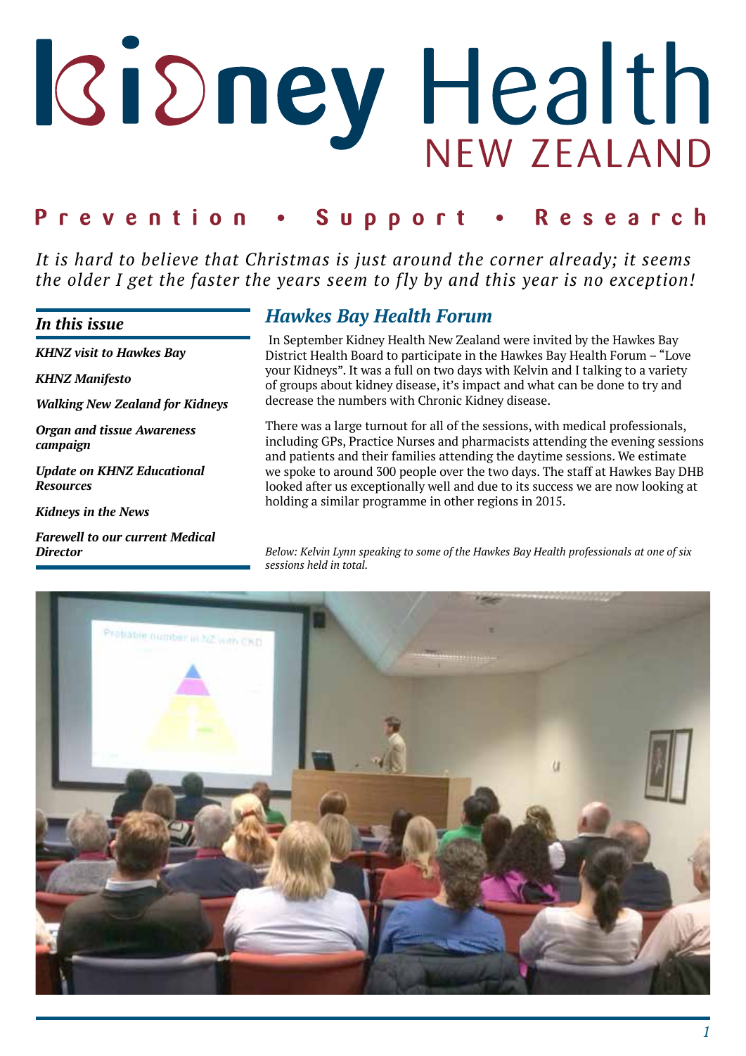# Kidney Health NEW ZEALAND

**Prevention • Support • Research**

*It is hard to believe that Christmas is just around the corner already; it seems the older I get the faster the years seem to fly by and this year is no exception!*

### In this issue

- *KHNZ visit to Hawkes Bay*
- *KHNZ Manifesto*
- *Walking New Zealand for Kidneys*
- *Organ and tissue Awareness campaign*
- *Update on KHNZ Educational Resources*
- *Kidneys in the News*
- *Farewell to our current Medical Director*

## Hawkes Bay Health Forum

In September Kidney Health New Zealand were invited by the Hawkes Bay District Health Board to participate in the Hawkes Bay Health Forum – "Love your Kidneys". It was a full on two days with Kelvin and I talking to a variety of groups about kidney disease, it's impact and what can be done to try and decrease the numbers with Chronic Kidney disease.

There was a large turnout for all of the sessions, with medical professionals, including GPs, Practice Nurses and pharmacists attending the evening sessions and patients and their families attending the daytime sessions. We estimate we spoke to around 300 people over the two days. The staff at Hawkes Bay DHB looked after us exceptionally well and due to its success we are now looking at holding a similar programme in other regions in 2015.

*Below: Kelvin Lynn speaking to some of the Hawkes Bay Health professionals at one of six sessions held in total.*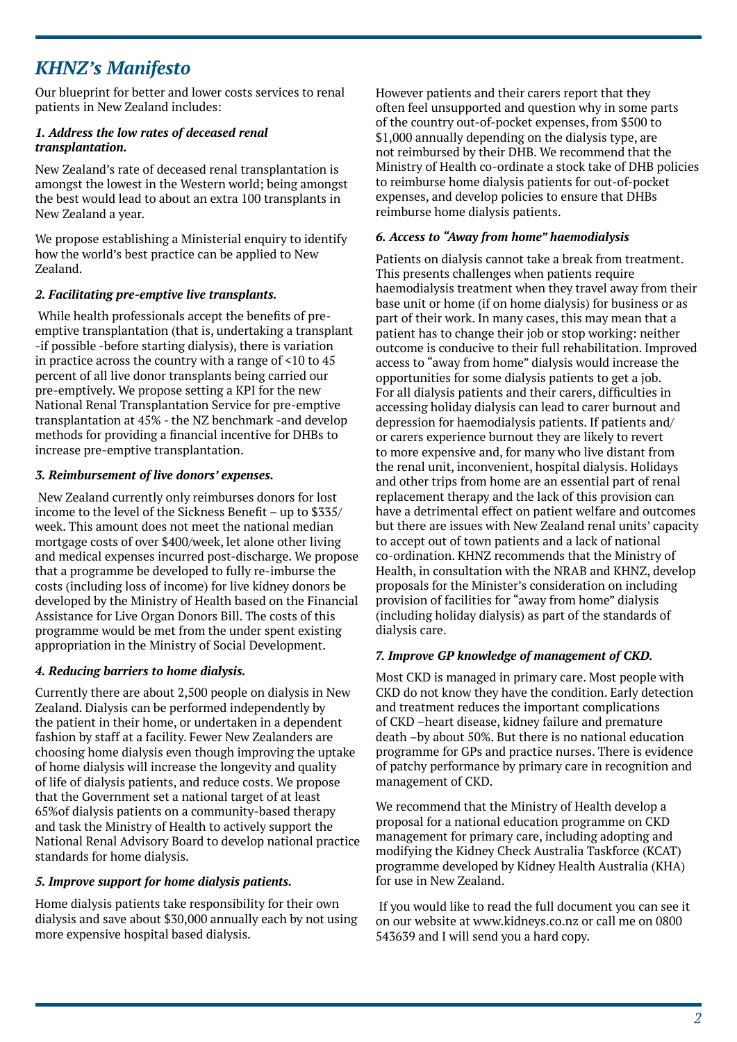## *KHNZ's Manifesto*

Our blueprint for better and lower costs services to renal patients in New Zealand includes:

### *1. Address the low rates of deceased renal transplantation.*

New Zealand's rate of deceased renal transplantation is amongst the lowest in the Western world; being amongst the best would lead to about an extra 100 transplants in New Zealand a year.

We propose establishing a Ministerial enquiry to identify how the world's best practice can be applied to New Zealand.

### *2. Facilitating pre-emptive live transplants.*

While health professionals accept the benefits of pre-emptive transplantation (that is, undertaking a transplant -if possible -before starting dialysis), there is variation in practice across the country with a range of <10 to 45 percent of all live donor transplants being carried our pre-emptively. We propose setting a KPI for the new National Renal Transplantation Service for pre-emptive transplantation at 45% - the NZ benchmark -and develop methods for providing a financial incentive for DHBs to increase pre-emptive transplantation.

### *3. Reimbursement of live donors' expenses.*

New Zealand currently only reimburses donors for lost income to the level of the Sickness Benefit – up to $335/week. This amount does not meet the national median mortgage costs of over $400/week, let alone other living and medical expenses incurred post-discharge. We propose that a programme be developed to fully re-imburse the costs (including loss of income) for live kidney donors be developed by the Ministry of Health based on the Financial Assistance for Live Organ Donors Bill. The costs of this programme would be met from the under spent existing appropriation in the Ministry of Social Development.

### *4. Reducing barriers to home dialysis.*

Currently there are about 2,500 people on dialysis in New Zealand. Dialysis can be performed independently by the patient in their home, or undertaken in a dependent fashion by staff at a facility. Fewer New Zealanders are choosing home dialysis even though improving the uptake of home dialysis will increase the longevity and quality of life of dialysis patients, and reduce costs. We propose that the Government set a national target of at least 65%of dialysis patients on a community-based therapy and task the Ministry of Health to actively support the National Renal Advisory Board to develop national practice standards for home dialysis.

### *5. Improve support for home dialysis patients.*

Home dialysis patients take responsibility for their own dialysis and save about $30,000 annually each by not using more expensive hospital based dialysis.

However patients and their carers report that they often feel unsupported and question why in some parts of the country out-of-pocket expenses, from $500 to $1,000 annually depending on the dialysis type, are not reimbursed by their DHB. We recommend that the Ministry of Health co-ordinate a stock take of DHB policies to reimburse home dialysis patients for out-of-pocket expenses, and develop policies to ensure that DHBs reimburse home dialysis patients.

### *6. Access to "Away from home" haemodialysis*

Patients on dialysis cannot take a break from treatment. This presents challenges when patients require haemodialysis treatment when they travel away from their base unit or home (if on home dialysis) for business or as part of their work. In many cases, this may mean that a patient has to change their job or stop working: neither outcome is conducive to their full rehabilitation. Improved access to "away from home" dialysis would increase the opportunities for some dialysis patients to get a job. For all dialysis patients and their carers, difficulties in accessing holiday dialysis can lead to carer burnout and depression for haemodialysis patients. If patients and/or carers experience burnout they are likely to revert to more expensive and, for many who live distant from the renal unit, inconvenient, hospital dialysis. Holidays and other trips from home are an essential part of renal replacement therapy and the lack of this provision can have a detrimental effect on patient welfare and outcomes but there are issues with New Zealand renal units' capacity to accept out of town patients and a lack of national co-ordination. KHNZ recommends that the Ministry of Health, in consultation with the NRAB and KHNZ, develop proposals for the Minister's consideration on including provision of facilities for "away from home" dialysis (including holiday dialysis) as part of the standards of dialysis care.

### *7. Improve GP knowledge of management of CKD.*

Most CKD is managed in primary care. Most people with CKD do not know they have the condition. Early detection and treatment reduces the important complications of CKD –heart disease, kidney failure and premature death –by about 50%. But there is no national education programme for GPs and practice nurses. There is evidence of patchy performance by primary care in recognition and management of CKD.

We recommend that the Ministry of Health develop a proposal for a national education programme on CKD management for primary care, including adopting and modifying the Kidney Check Australia Taskforce (KCAT) programme developed by Kidney Health Australia (KHA) for use in New Zealand.

If you would like to read the full document you can see it on our website at www.kidneys.co.nz or call me on 0800 543639 and I will send you a hard copy.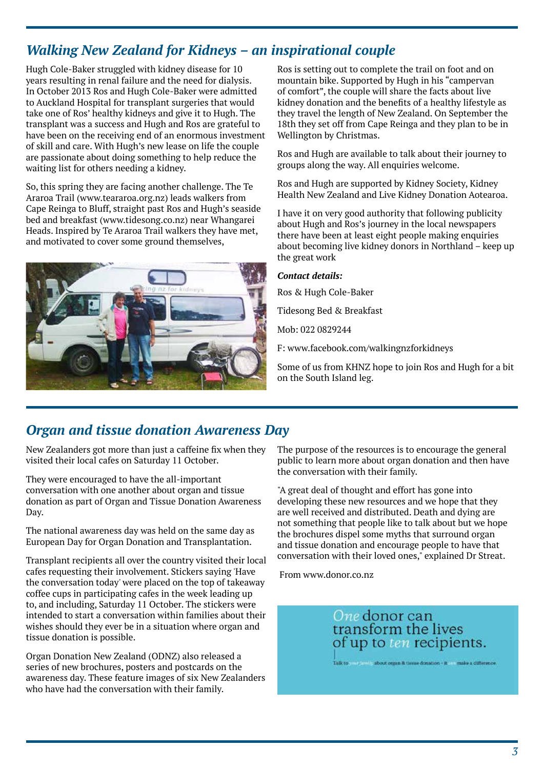## *Walking New Zealand for Kidneys – an inspirational couple*

Hugh Cole-Baker struggled with kidney disease for 10 years resulting in renal failure and the need for dialysis. In October 2013 Ros and Hugh Cole-Baker were admitted to Auckland Hospital for transplant surgeries that would take one of Ros' healthy kidneys and give it to Hugh. The transplant was a success and Hugh and Ros are grateful to have been on the receiving end of an enormous investment of skill and care. With Hugh's new lease on life the couple are passionate about doing something to help reduce the waiting list for others needing a kidney.

So, this spring they are facing another challenge. The Te Araroa Trail (www.teararoa.org.nz) leads walkers from Cape Reinga to Bluff, straight past Ros and Hugh's seaside bed and breakfast (www.tidesong.co.nz) near Whangarei Heads. Inspired by Te Araroa Trail walkers they have met, and motivated to cover some ground themselves, Ros is setting out to complete the trail on foot and on mountain bike. Supported by Hugh in his "campervan of comfort", the couple will share the facts about live kidney donation and the benefits of a healthy lifestyle as they travel the length of New Zealand. On September the 18th they set off from Cape Reinga and they plan to be in Wellington by Christmas.

Ros and Hugh are available to talk about their journey to groups along the way. All enquiries welcome.

Ros and Hugh are supported by Kidney Society, Kidney Health New Zealand and Live Kidney Donation Aotearoa.

I have it on very good authority that following publicity about Hugh and Ros's journey in the local newspapers there have been at least eight people making enquiries about becoming live kidney donors in Northland – keep up the great work

***Contact details:***

Ros & Hugh Cole-Baker

Tidesong Bed & Breakfast

Mob: 022 0829244

F: www.facebook.com/walkingnzforkidneys

Some of us from KHNZ hope to join Ros and Hugh for a bit on the South Island leg.

## *Organ and tissue donation Awareness Day*

New Zealanders got more than just a caffeine fix when they visited their local cafes on Saturday 11 October.

They were encouraged to have the all-important conversation with one another about organ and tissue donation as part of Organ and Tissue Donation Awareness Day.

The national awareness day was held on the same day as European Day for Organ Donation and Transplantation.

Transplant recipients all over the country visited their local cafes requesting their involvement. Stickers saying 'Have the conversation today' were placed on the top of takeaway coffee cups in participating cafes in the week leading up to, and including, Saturday 11 October. The stickers were intended to start a conversation within families about their wishes should they ever be in a situation where organ and tissue donation is possible.

Organ Donation New Zealand (ODNZ) also released a series of new brochures, posters and postcards on the awareness day. These feature images of six New Zealanders who have had the conversation with their family.

The purpose of the resources is to encourage the general public to learn more about organ donation and then have the conversation with their family.

"A great deal of thought and effort has gone into developing these new resources and we hope that they are well received and distributed. Death and dying are not something that people like to talk about but we hope the brochures dispel some myths that surround organ and tissue donation and encourage people to have that conversation with their loved ones," explained Dr Streat.

From www.donor.co.nz

*One* donor can transform the lives of up to *ten* recipients.

Talk to your family about organ & tissue donation - it can make a difference.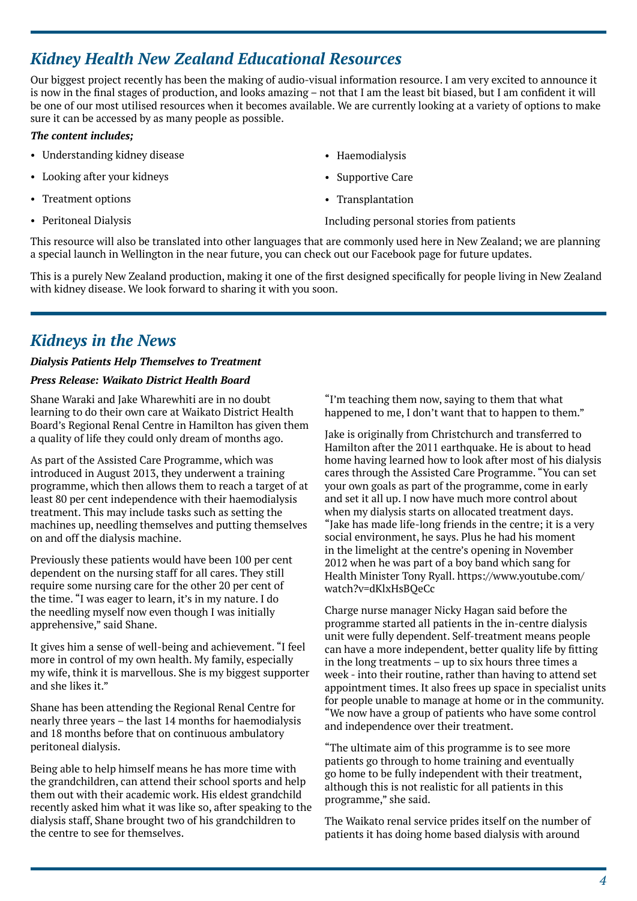## *Kidney Health New Zealand Educational Resources*

Our biggest project recently has been the making of audio-visual information resource. I am very excited to announce it is now in the final stages of production, and looks amazing – not that I am the least bit biased, but I am confident it will be one of our most utilised resources when it becomes available. We are currently looking at a variety of options to make sure it can be accessed by as many people as possible.

***The content includes;***

- Understanding kidney disease
- Looking after your kidneys
- Treatment options
- Peritoneal Dialysis
- Haemodialysis
- Supportive Care
- Transplantation

Including personal stories from patients

This resource will also be translated into other languages that are commonly used here in New Zealand; we are planning a special launch in Wellington in the near future, you can check out our Facebook page for future updates.

This is a purely New Zealand production, making it one of the first designed specifically for people living in New Zealand with kidney disease. We look forward to sharing it with you soon.

## *Kidneys in the News*

***Dialysis Patients Help Themselves to Treatment***

***Press Release: Waikato District Health Board***

Shane Waraki and Jake Wharewhiti are in no doubt learning to do their own care at Waikato District Health Board's Regional Renal Centre in Hamilton has given them a quality of life they could only dream of months ago.

As part of the Assisted Care Programme, which was introduced in August 2013, they underwent a training programme, which then allows them to reach a target of at least 80 per cent independence with their haemodialysis treatment. This may include tasks such as setting the machines up, needling themselves and putting themselves on and off the dialysis machine.

Previously these patients would have been 100 per cent dependent on the nursing staff for all cares. They still require some nursing care for the other 20 per cent of the time. "I was eager to learn, it's in my nature. I do the needling myself now even though I was initially apprehensive," said Shane.

It gives him a sense of well-being and achievement. "I feel more in control of my own health. My family, especially my wife, think it is marvellous. She is my biggest supporter and she likes it."

Shane has been attending the Regional Renal Centre for nearly three years – the last 14 months for haemodialysis and 18 months before that on continuous ambulatory peritoneal dialysis.

Being able to help himself means he has more time with the grandchildren, can attend their school sports and help them out with their academic work. His eldest grandchild recently asked him what it was like so, after speaking to the dialysis staff, Shane brought two of his grandchildren to the centre to see for themselves.

"I'm teaching them now, saying to them that what happened to me, I don't want that to happen to them."

Jake is originally from Christchurch and transferred to Hamilton after the 2011 earthquake. He is about to head home having learned how to look after most of his dialysis cares through the Assisted Care Programme. "You can set your own goals as part of the programme, come in early and set it all up. I now have much more control about when my dialysis starts on allocated treatment days. "Jake has made life-long friends in the centre; it is a very social environment, he says. Plus he had his moment in the limelight at the centre's opening in November 2012 when he was part of a boy band which sang for Health Minister Tony Ryall. https://www.youtube.com/watch?v=dKlxHsBQeCc

Charge nurse manager Nicky Hagan said before the programme started all patients in the in-centre dialysis unit were fully dependent. Self-treatment means people can have a more independent, better quality life by fitting in the long treatments – up to six hours three times a week - into their routine, rather than having to attend set appointment times. It also frees up space in specialist units for people unable to manage at home or in the community. "We now have a group of patients who have some control and independence over their treatment.

"The ultimate aim of this programme is to see more patients go through to home training and eventually go home to be fully independent with their treatment, although this is not realistic for all patients in this programme," she said.

The Waikato renal service prides itself on the number of patients it has doing home based dialysis with around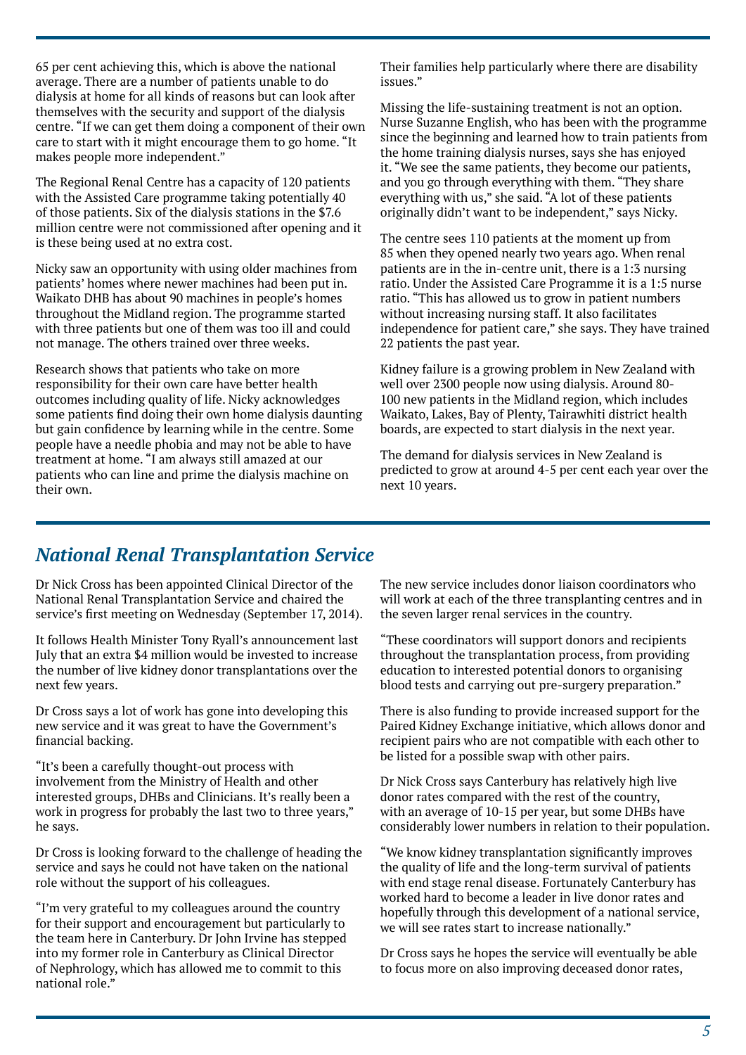65 per cent achieving this, which is above the national average. There are a number of patients unable to do dialysis at home for all kinds of reasons but can look after themselves with the security and support of the dialysis centre. "If we can get them doing a component of their own care to start with it might encourage them to go home. "It makes people more independent."

The Regional Renal Centre has a capacity of 120 patients with the Assisted Care programme taking potentially 40 of those patients. Six of the dialysis stations in the $7.6 million centre were not commissioned after opening and it is these being used at no extra cost.

Nicky saw an opportunity with using older machines from patients' homes where newer machines had been put in. Waikato DHB has about 90 machines in people's homes throughout the Midland region. The programme started with three patients but one of them was too ill and could not manage. The others trained over three weeks.

Research shows that patients who take on more responsibility for their own care have better health outcomes including quality of life. Nicky acknowledges some patients find doing their own home dialysis daunting but gain confidence by learning while in the centre. Some people have a needle phobia and may not be able to have treatment at home. "I am always still amazed at our patients who can line and prime the dialysis machine on their own.

Their families help particularly where there are disability issues."

Missing the life-sustaining treatment is not an option. Nurse Suzanne English, who has been with the programme since the beginning and learned how to train patients from the home training dialysis nurses, says she has enjoyed it. "We see the same patients, they become our patients, and you go through everything with them. "They share everything with us," she said. "A lot of these patients originally didn't want to be independent," says Nicky.

The centre sees 110 patients at the moment up from 85 when they opened nearly two years ago. When renal patients are in the in-centre unit, there is a 1:3 nursing ratio. Under the Assisted Care Programme it is a 1:5 nurse ratio. "This has allowed us to grow in patient numbers without increasing nursing staff. It also facilitates independence for patient care," she says. They have trained 22 patients the past year.

Kidney failure is a growing problem in New Zealand with well over 2300 people now using dialysis. Around 80-100 new patients in the Midland region, which includes Waikato, Lakes, Bay of Plenty, Tairawhiti district health boards, are expected to start dialysis in the next year.

The demand for dialysis services in New Zealand is predicted to grow at around 4-5 per cent each year over the next 10 years.

## *National Renal Transplantation Service*

Dr Nick Cross has been appointed Clinical Director of the National Renal Transplantation Service and chaired the service's first meeting on Wednesday (September 17, 2014).

It follows Health Minister Tony Ryall's announcement last July that an extra $4 million would be invested to increase the number of live kidney donor transplantations over the next few years.

Dr Cross says a lot of work has gone into developing this new service and it was great to have the Government's financial backing.

"It's been a carefully thought-out process with involvement from the Ministry of Health and other interested groups, DHBs and Clinicians. It's really been a work in progress for probably the last two to three years," he says.

Dr Cross is looking forward to the challenge of heading the service and says he could not have taken on the national role without the support of his colleagues.

"I'm very grateful to my colleagues around the country for their support and encouragement but particularly to the team here in Canterbury. Dr John Irvine has stepped into my former role in Canterbury as Clinical Director of Nephrology, which has allowed me to commit to this national role."

The new service includes donor liaison coordinators who will work at each of the three transplanting centres and in the seven larger renal services in the country.

"These coordinators will support donors and recipients throughout the transplantation process, from providing education to interested potential donors to organising blood tests and carrying out pre-surgery preparation."

There is also funding to provide increased support for the Paired Kidney Exchange initiative, which allows donor and recipient pairs who are not compatible with each other to be listed for a possible swap with other pairs.

Dr Nick Cross says Canterbury has relatively high live donor rates compared with the rest of the country, with an average of 10-15 per year, but some DHBs have considerably lower numbers in relation to their population.

"We know kidney transplantation significantly improves the quality of life and the long-term survival of patients with end stage renal disease. Fortunately Canterbury has worked hard to become a leader in live donor rates and hopefully through this development of a national service, we will see rates start to increase nationally."

Dr Cross says he hopes the service will eventually be able to focus more on also improving deceased donor rates,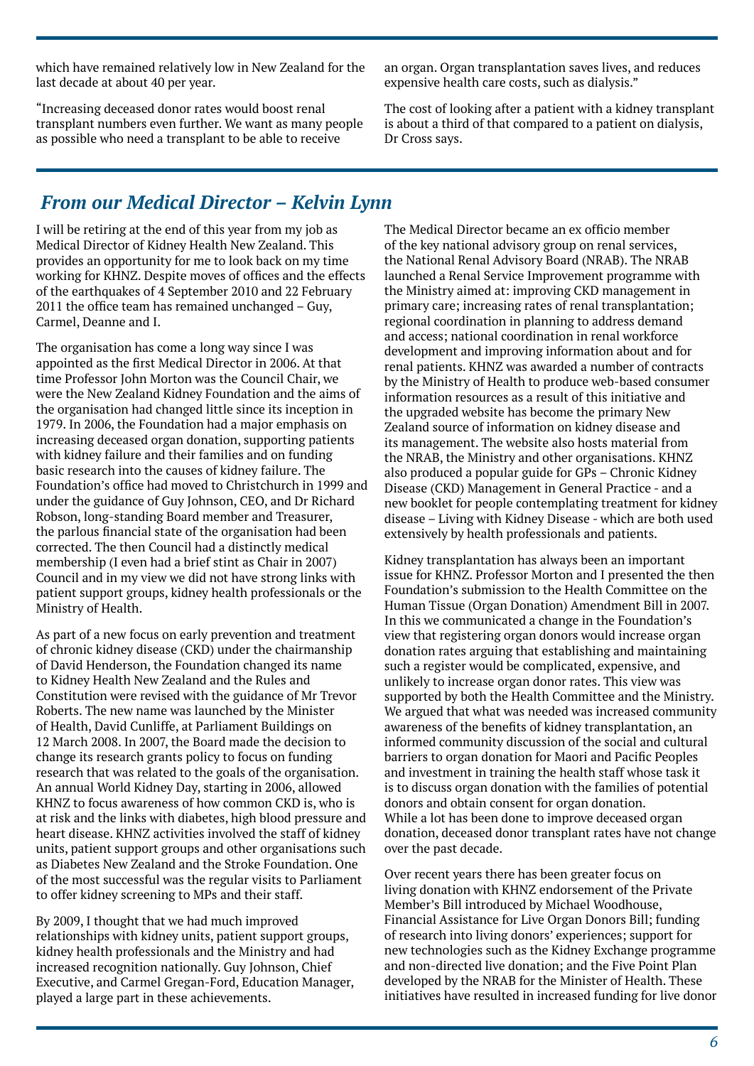which have remained relatively low in New Zealand for the last decade at about 40 per year.

"Increasing deceased donor rates would boost renal transplant numbers even further. We want as many people as possible who need a transplant to be able to receive an organ. Organ transplantation saves lives, and reduces expensive health care costs, such as dialysis."

The cost of looking after a patient with a kidney transplant is about a third of that compared to a patient on dialysis, Dr Cross says.

## *From our Medical Director – Kelvin Lynn*

I will be retiring at the end of this year from my job as Medical Director of Kidney Health New Zealand. This provides an opportunity for me to look back on my time working for KHNZ. Despite moves of offices and the effects of the earthquakes of 4 September 2010 and 22 February 2011 the office team has remained unchanged – Guy, Carmel, Deanne and I.

The organisation has come a long way since I was appointed as the first Medical Director in 2006. At that time Professor John Morton was the Council Chair, we were the New Zealand Kidney Foundation and the aims of the organisation had changed little since its inception in 1979. In 2006, the Foundation had a major emphasis on increasing deceased organ donation, supporting patients with kidney failure and their families and on funding basic research into the causes of kidney failure. The Foundation's office had moved to Christchurch in 1999 and under the guidance of Guy Johnson, CEO, and Dr Richard Robson, long-standing Board member and Treasurer, the parlous financial state of the organisation had been corrected. The then Council had a distinctly medical membership (I even had a brief stint as Chair in 2007) Council and in my view we did not have strong links with patient support groups, kidney health professionals or the Ministry of Health.

As part of a new focus on early prevention and treatment of chronic kidney disease (CKD) under the chairmanship of David Henderson, the Foundation changed its name to Kidney Health New Zealand and the Rules and Constitution were revised with the guidance of Mr Trevor Roberts. The new name was launched by the Minister of Health, David Cunliffe, at Parliament Buildings on 12 March 2008. In 2007, the Board made the decision to change its research grants policy to focus on funding research that was related to the goals of the organisation. An annual World Kidney Day, starting in 2006, allowed KHNZ to focus awareness of how common CKD is, who is at risk and the links with diabetes, high blood pressure and heart disease. KHNZ activities involved the staff of kidney units, patient support groups and other organisations such as Diabetes New Zealand and the Stroke Foundation. One of the most successful was the regular visits to Parliament to offer kidney screening to MPs and their staff.

By 2009, I thought that we had much improved relationships with kidney units, patient support groups, kidney health professionals and the Ministry and had increased recognition nationally. Guy Johnson, Chief Executive, and Carmel Gregan-Ford, Education Manager, played a large part in these achievements.

The Medical Director became an ex officio member of the key national advisory group on renal services, the National Renal Advisory Board (NRAB). The NRAB launched a Renal Service Improvement programme with the Ministry aimed at: improving CKD management in primary care; increasing rates of renal transplantation; regional coordination in planning to address demand and access; national coordination in renal workforce development and improving information about and for renal patients. KHNZ was awarded a number of contracts by the Ministry of Health to produce web-based consumer information resources as a result of this initiative and the upgraded website has become the primary New Zealand source of information on kidney disease and its management. The website also hosts material from the NRAB, the Ministry and other organisations. KHNZ also produced a popular guide for GPs – Chronic Kidney Disease (CKD) Management in General Practice - and a new booklet for people contemplating treatment for kidney disease – Living with Kidney Disease - which are both used extensively by health professionals and patients.

Kidney transplantation has always been an important issue for KHNZ. Professor Morton and I presented the then Foundation's submission to the Health Committee on the Human Tissue (Organ Donation) Amendment Bill in 2007. In this we communicated a change in the Foundation's view that registering organ donors would increase organ donation rates arguing that establishing and maintaining such a register would be complicated, expensive, and unlikely to increase organ donor rates. This view was supported by both the Health Committee and the Ministry. We argued that what was needed was increased community awareness of the benefits of kidney transplantation, an informed community discussion of the social and cultural barriers to organ donation for Maori and Pacific Peoples and investment in training the health staff whose task it is to discuss organ donation with the families of potential donors and obtain consent for organ donation. While a lot has been done to improve deceased organ donation, deceased donor transplant rates have not change over the past decade.

Over recent years there has been greater focus on living donation with KHNZ endorsement of the Private Member's Bill introduced by Michael Woodhouse, Financial Assistance for Live Organ Donors Bill; funding of research into living donors' experiences; support for new technologies such as the Kidney Exchange programme and non-directed live donation; and the Five Point Plan developed by the NRAB for the Minister of Health. These initiatives have resulted in increased funding for live donor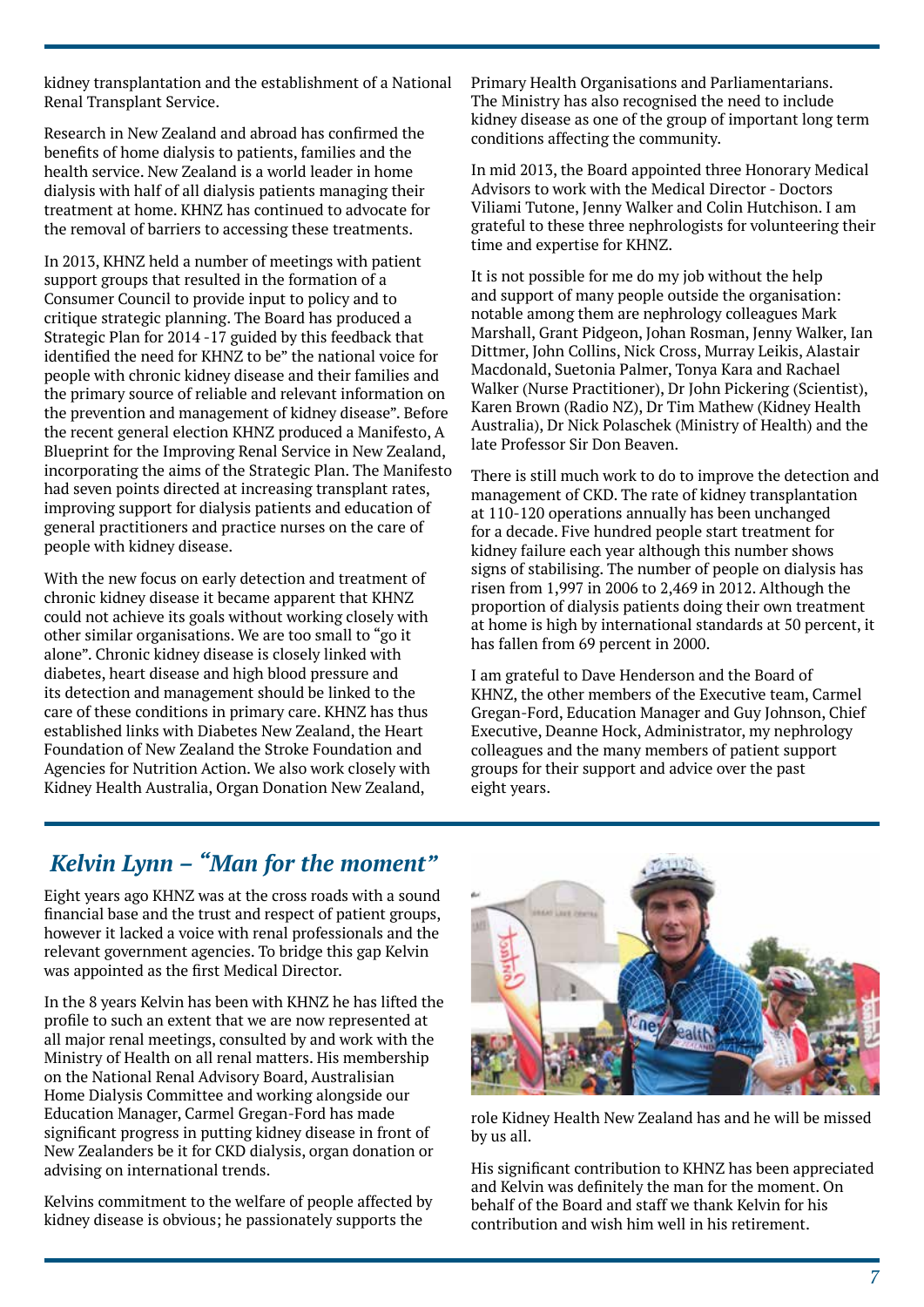kidney transplantation and the establishment of a National Renal Transplant Service.

Research in New Zealand and abroad has confirmed the benefits of home dialysis to patients, families and the health service. New Zealand is a world leader in home dialysis with half of all dialysis patients managing their treatment at home. KHNZ has continued to advocate for the removal of barriers to accessing these treatments.

In 2013, KHNZ held a number of meetings with patient support groups that resulted in the formation of a Consumer Council to provide input to policy and to critique strategic planning. The Board has produced a Strategic Plan for 2014 -17 guided by this feedback that identified the need for KHNZ to be" the national voice for people with chronic kidney disease and their families and the primary source of reliable and relevant information on the prevention and management of kidney disease". Before the recent general election KHNZ produced a Manifesto, A Blueprint for the Improving Renal Service in New Zealand, incorporating the aims of the Strategic Plan. The Manifesto had seven points directed at increasing transplant rates, improving support for dialysis patients and education of general practitioners and practice nurses on the care of people with kidney disease.

With the new focus on early detection and treatment of chronic kidney disease it became apparent that KHNZ could not achieve its goals without working closely with other similar organisations. We are too small to "go it alone". Chronic kidney disease is closely linked with diabetes, heart disease and high blood pressure and its detection and management should be linked to the care of these conditions in primary care. KHNZ has thus established links with Diabetes New Zealand, the Heart Foundation of New Zealand the Stroke Foundation and Agencies for Nutrition Action. We also work closely with Kidney Health Australia, Organ Donation New Zealand, Primary Health Organisations and Parliamentarians. The Ministry has also recognised the need to include kidney disease as one of the group of important long term conditions affecting the community.

In mid 2013, the Board appointed three Honorary Medical Advisors to work with the Medical Director - Doctors Viliami Tutone, Jenny Walker and Colin Hutchison. I am grateful to these three nephrologists for volunteering their time and expertise for KHNZ.

It is not possible for me do my job without the help and support of many people outside the organisation: notable among them are nephrology colleagues Mark Marshall, Grant Pidgeon, Johan Rosman, Jenny Walker, Ian Dittmer, John Collins, Nick Cross, Murray Leikis, Alastair Macdonald, Suetonia Palmer, Tonya Kara and Rachael Walker (Nurse Practitioner), Dr John Pickering (Scientist), Karen Brown (Radio NZ), Dr Tim Mathew (Kidney Health Australia), Dr Nick Polaschek (Ministry of Health) and the late Professor Sir Don Beaven.

There is still much work to do to improve the detection and management of CKD. The rate of kidney transplantation at 110-120 operations annually has been unchanged for a decade. Five hundred people start treatment for kidney failure each year although this number shows signs of stabilising. The number of people on dialysis has risen from 1,997 in 2006 to 2,469 in 2012. Although the proportion of dialysis patients doing their own treatment at home is high by international standards at 50 percent, it has fallen from 69 percent in 2000.

I am grateful to Dave Henderson and the Board of KHNZ, the other members of the Executive team, Carmel Gregan-Ford, Education Manager and Guy Johnson, Chief Executive, Deanne Hock, Administrator, my nephrology colleagues and the many members of patient support groups for their support and advice over the past eight years.

## *Kelvin Lynn – "Man for the moment"*

Eight years ago KHNZ was at the cross roads with a sound financial base and the trust and respect of patient groups, however it lacked a voice with renal professionals and the relevant government agencies. To bridge this gap Kelvin was appointed as the first Medical Director.

In the 8 years Kelvin has been with KHNZ he has lifted the profile to such an extent that we are now represented at all major renal meetings, consulted by and work with the Ministry of Health on all renal matters. His membership on the National Renal Advisory Board, Australisian Home Dialysis Committee and working alongside our Education Manager, Carmel Gregan-Ford has made significant progress in putting kidney disease in front of New Zealanders be it for CKD dialysis, organ donation or advising on international trends.

Kelvins commitment to the welfare of people affected by kidney disease is obvious; he passionately supports the role Kidney Health New Zealand has and he will be missed by us all.

His significant contribution to KHNZ has been appreciated and Kelvin was definitely the man for the moment. On behalf of the Board and staff we thank Kelvin for his contribution and wish him well in his retirement.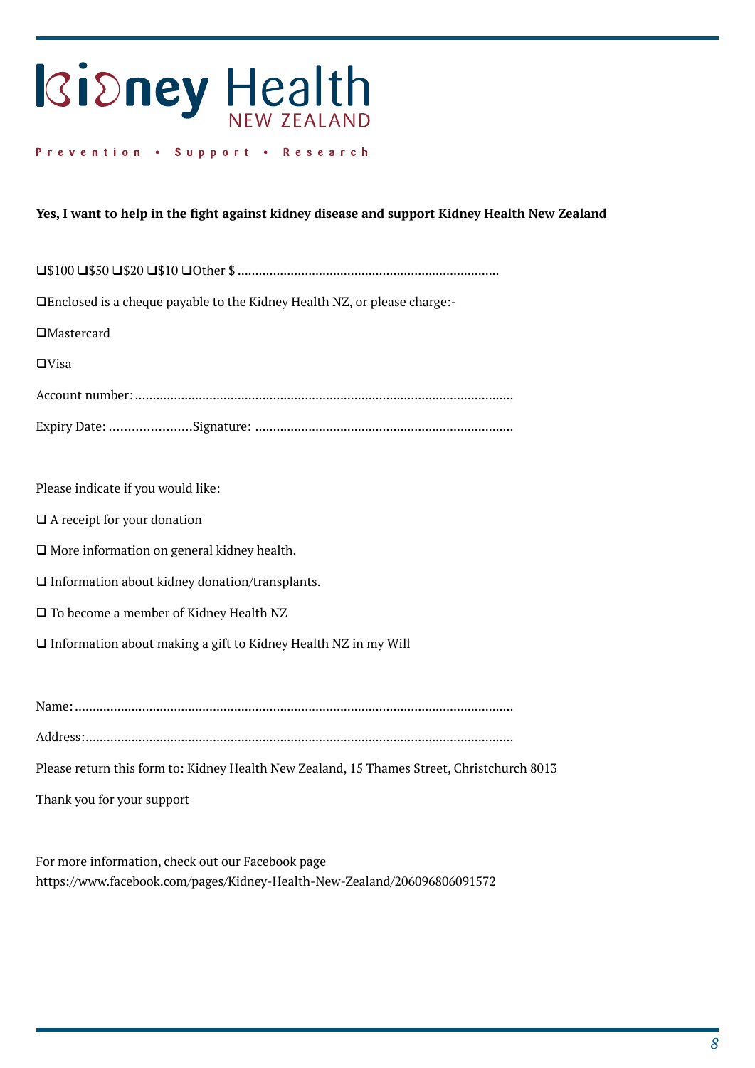# Kidney Health

NEW ZEALAND

Prevention • Support • Research

**Yes, I want to help in the fight against kidney disease and support Kidney Health New Zealand**

❑$100 ❑$50 ❑$20 ❑$10 ❑Other $ .........................................................................

❑Enclosed is a cheque payable to the Kidney Health NZ, or please charge:-

❑Mastercard

❑Visa

Account number: ..........................................................................................................

Expiry Date: ......................Signature: ........................................................................

Please indicate if you would like:

❑ A receipt for your donation

❑ More information on general kidney health.

❑ Information about kidney donation/transplants.

❑ To become a member of Kidney Health NZ

❑ Information about making a gift to Kidney Health NZ in my Will

Name: ..........................................................................................................................

Address:........................................................................................................................

Please return this form to: Kidney Health New Zealand, 15 Thames Street, Christchurch 8013

Thank you for your support

For more information, check out our Facebook page
https://www.facebook.com/pages/Kidney-Health-New-Zealand/206096806091572